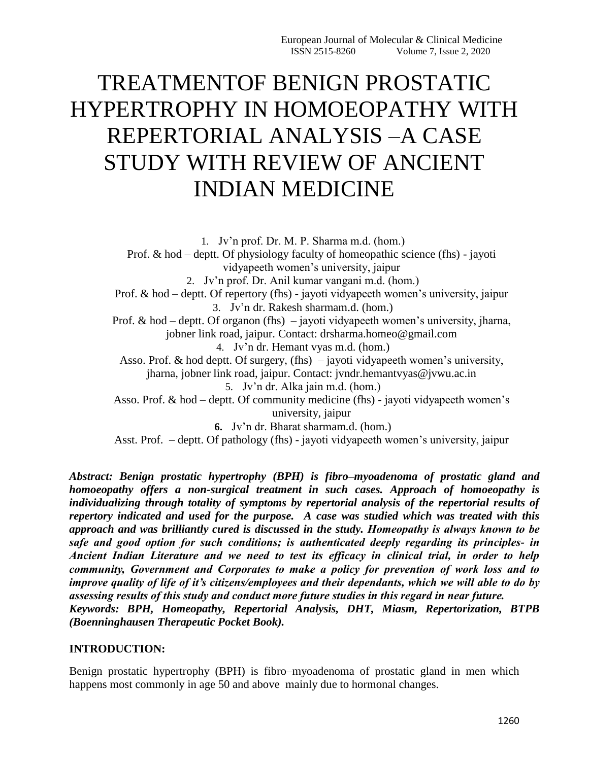# TREATMENTOF BENIGN PROSTATIC HYPERTROPHY IN HOMOEOPATHY WITH REPERTORIAL ANALYSIS –A CASE STUDY WITH REVIEW OF ANCIENT INDIAN MEDICINE

1. Jv'n prof. Dr. M. P. Sharma m.d. (hom.)
   Prof. & hod – deptt. Of physiology faculty of homeopathic science (fhs) - jayoti vidyapeeth women's university, jaipur
2. Jv'n prof. Dr. Anil kumar vangani m.d. (hom.)
   Prof. & hod – deptt. Of repertory (fhs) - jayoti vidyapeeth women's university, jaipur
3. Jv'n dr. Rakesh sharmam.d. (hom.)
   Prof. & hod – deptt. Of organon (fhs) – jayoti vidyapeeth women's university, jharna, jobner link road, jaipur. Contact: drsharma.homeo@gmail.com
4. Jv'n dr. Hemant vyas m.d. (hom.)
   Asso. Prof. & hod deptt. Of surgery, (fhs) – jayoti vidyapeeth women's university, jharna, jobner link road, jaipur. Contact: jvndr.hemantvyas@jvwu.ac.in
5. Jv'n dr. Alka jain m.d. (hom.)
   Asso. Prof. & hod – deptt. Of community medicine (fhs) - jayoti vidyapeeth women's university, jaipur
6. Jv'n dr. Bharat sharmam.d. (hom.)
   Asst. Prof. – deptt. Of pathology (fhs) - jayoti vidyapeeth women's university, jaipur

***Abstract: Benign prostatic hypertrophy (BPH) is fibro–myoadenoma of prostatic gland and homoeopathy offers a non-surgical treatment in such cases. Approach of homoeopathy is individualizing through totality of symptoms by repertorial analysis of the repertorial results of repertory indicated and used for the purpose. A case was studied which was treated with this approach and was brilliantly cured is discussed in the study. Homeopathy is always known to be safe and good option for such conditions; is authenticated deeply regarding its principles- in Ancient Indian Literature and we need to test its efficacy in clinical trial, in order to help community, Government and Corporates to make a policy for prevention of work loss and to improve quality of life of it's citizens/employees and their dependants, which we will able to do by assessing results of this study and conduct more future studies in this regard in near future.***

***Keywords: BPH, Homeopathy, Repertorial Analysis, DHT, Miasm, Repertorization, BTPB (Boenninghausen Therapeutic Pocket Book).***

## INTRODUCTION:

Benign prostatic hypertrophy (BPH) is fibro–myoadenoma of prostatic gland in men which happens most commonly in age 50 and above mainly due to hormonal changes.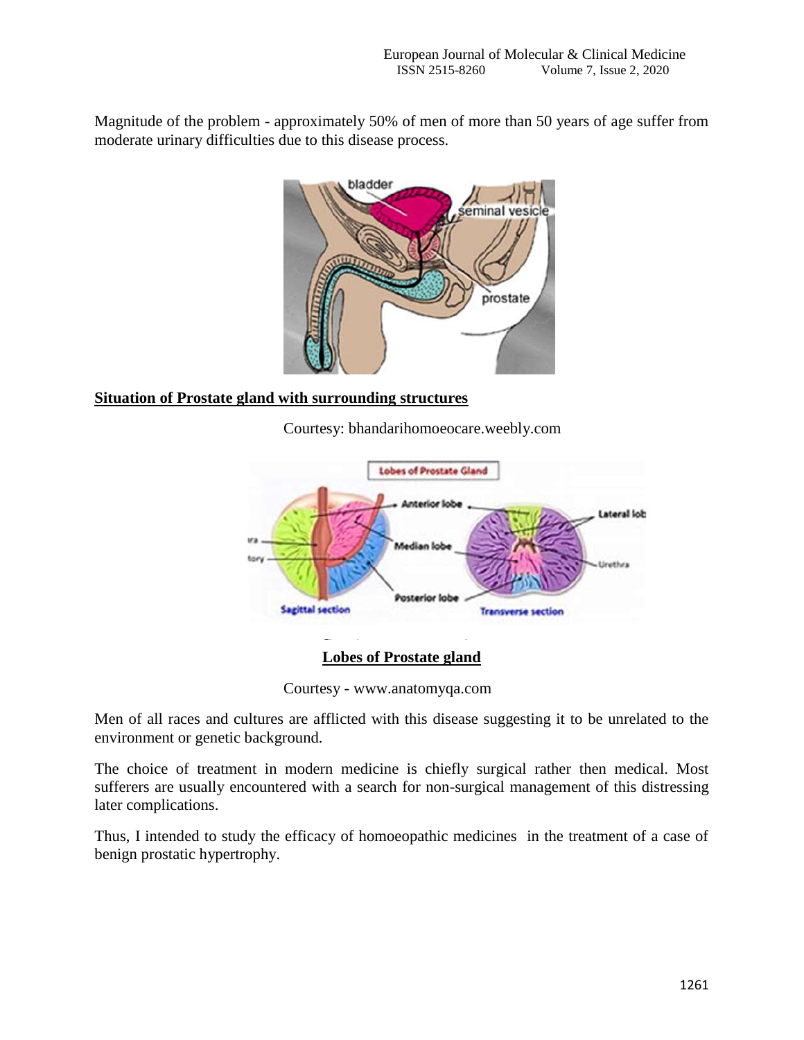Magnitude of the problem - approximately 50% of men of more than 50 years of age suffer from moderate urinary difficulties due to this disease process.

**Situation of Prostate gland with surrounding structures**

Courtesy: bhandarihomoeocare.weebly.com

**Lobes of Prostate gland**

Courtesy - www.anatomyqa.com

Men of all races and cultures are afflicted with this disease suggesting it to be unrelated to the environment or genetic background.

The choice of treatment in modern medicine is chiefly surgical rather then medical. Most sufferers are usually encountered with a search for non-surgical management of this distressing later complications.

Thus, I intended to study the efficacy of homoeopathic medicines in the treatment of a case of benign prostatic hypertrophy.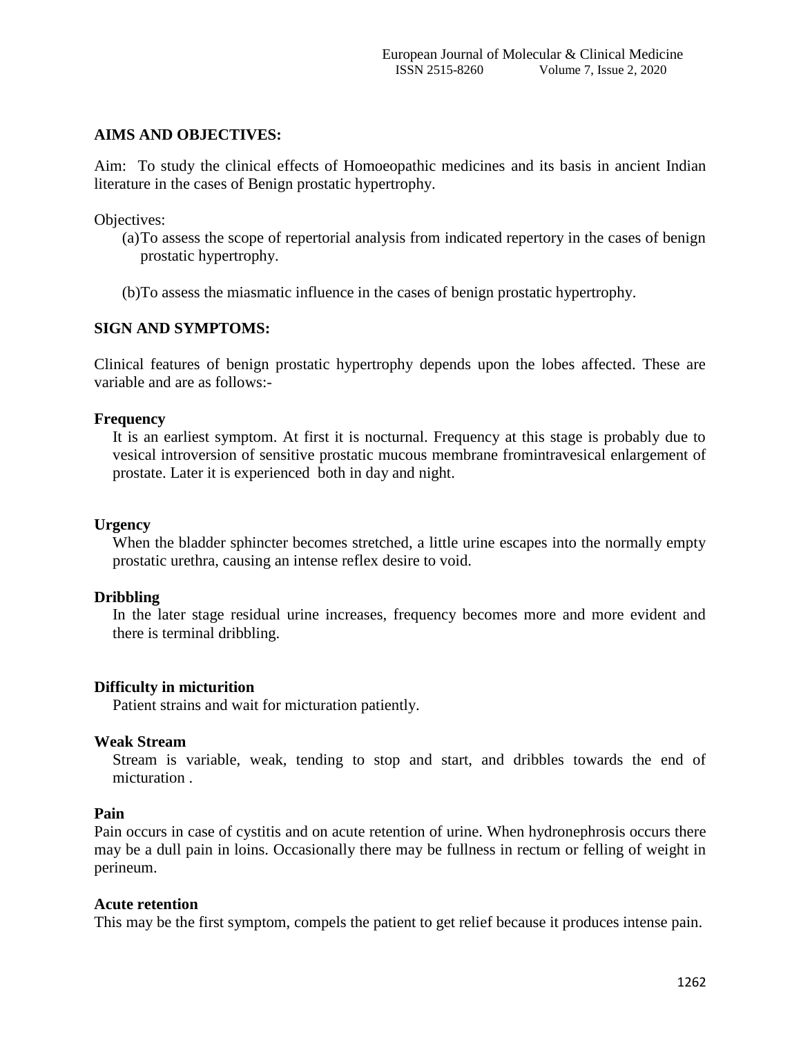## AIMS AND OBJECTIVES:

Aim: To study the clinical effects of Homoeopathic medicines and its basis in ancient Indian literature in the cases of Benign prostatic hypertrophy.

Objectives:

(a) To assess the scope of repertorial analysis from indicated repertory in the cases of benign prostatic hypertrophy.

(b) To assess the miasmatic influence in the cases of benign prostatic hypertrophy.

## SIGN AND SYMPTOMS:

Clinical features of benign prostatic hypertrophy depends upon the lobes affected. These are variable and are as follows:-

**Frequency**

It is an earliest symptom. At first it is nocturnal. Frequency at this stage is probably due to vesical introversion of sensitive prostatic mucous membrane fromintravesical enlargement of prostate. Later it is experienced both in day and night.

**Urgency**

When the bladder sphincter becomes stretched, a little urine escapes into the normally empty prostatic urethra, causing an intense reflex desire to void.

**Dribbling**

In the later stage residual urine increases, frequency becomes more and more evident and there is terminal dribbling.

**Difficulty in micturition**

Patient strains and wait for micturation patiently.

**Weak Stream**

Stream is variable, weak, tending to stop and start, and dribbles towards the end of micturation .

**Pain**

Pain occurs in case of cystitis and on acute retention of urine. When hydronephrosis occurs there may be a dull pain in loins. Occasionally there may be fullness in rectum or felling of weight in perineum.

**Acute retention**

This may be the first symptom, compels the patient to get relief because it produces intense pain.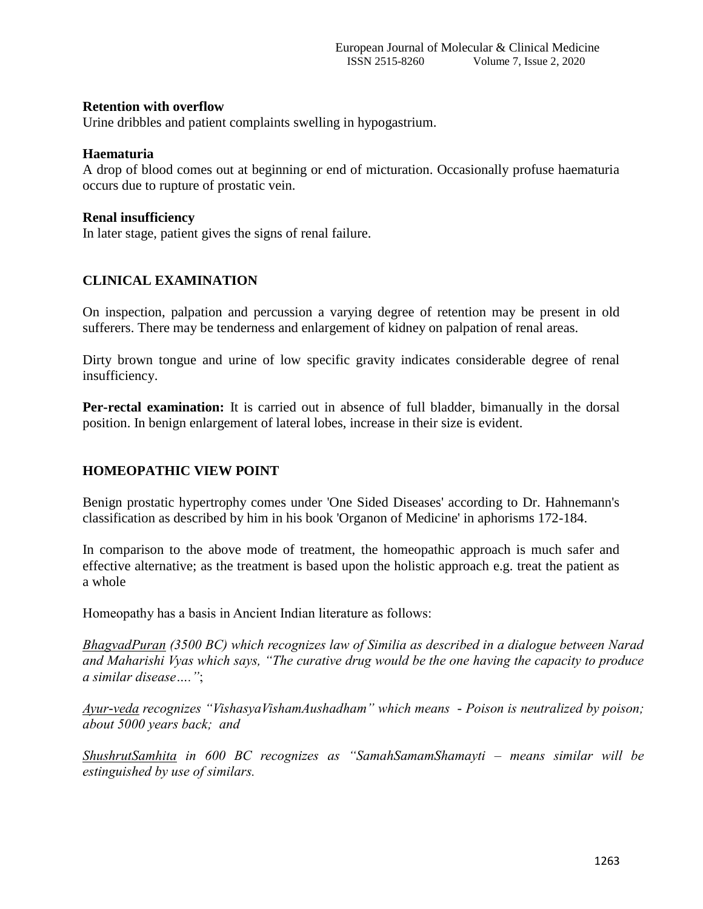**Retention with overflow**

Urine dribbles and patient complaints swelling in hypogastrium.

**Haematuria**

A drop of blood comes out at beginning or end of micturation. Occasionally profuse haematuria occurs due to rupture of prostatic vein.

**Renal insufficiency**

In later stage, patient gives the signs of renal failure.

## CLINICAL EXAMINATION

On inspection, palpation and percussion a varying degree of retention may be present in old sufferers. There may be tenderness and enlargement of kidney on palpation of renal areas.

Dirty brown tongue and urine of low specific gravity indicates considerable degree of renal insufficiency.

**Per-rectal examination:** It is carried out in absence of full bladder, bimanually in the dorsal position. In benign enlargement of lateral lobes, increase in their size is evident.

## HOMEOPATHIC VIEW POINT

Benign prostatic hypertrophy comes under 'One Sided Diseases' according to Dr. Hahnemann's classification as described by him in his book 'Organon of Medicine' in aphorisms 172-184.

In comparison to the above mode of treatment, the homeopathic approach is much safer and effective alternative; as the treatment is based upon the holistic approach e.g. treat the patient as a whole

Homeopathy has a basis in Ancient Indian literature as follows:

*BhagvadPuran (3500 BC) which recognizes law of Similia as described in a dialogue between Narad and Maharishi Vyas which says, "The curative drug would be the one having the capacity to produce a similar disease…."*;

*Ayur-veda recognizes "VishasyaVishamAushadham" which means - Poison is neutralized by poison; about 5000 years back; and*

*ShushrutSamhita in 600 BC recognizes as "SamahSamamShamayti – means similar will be estinguished by use of similars.*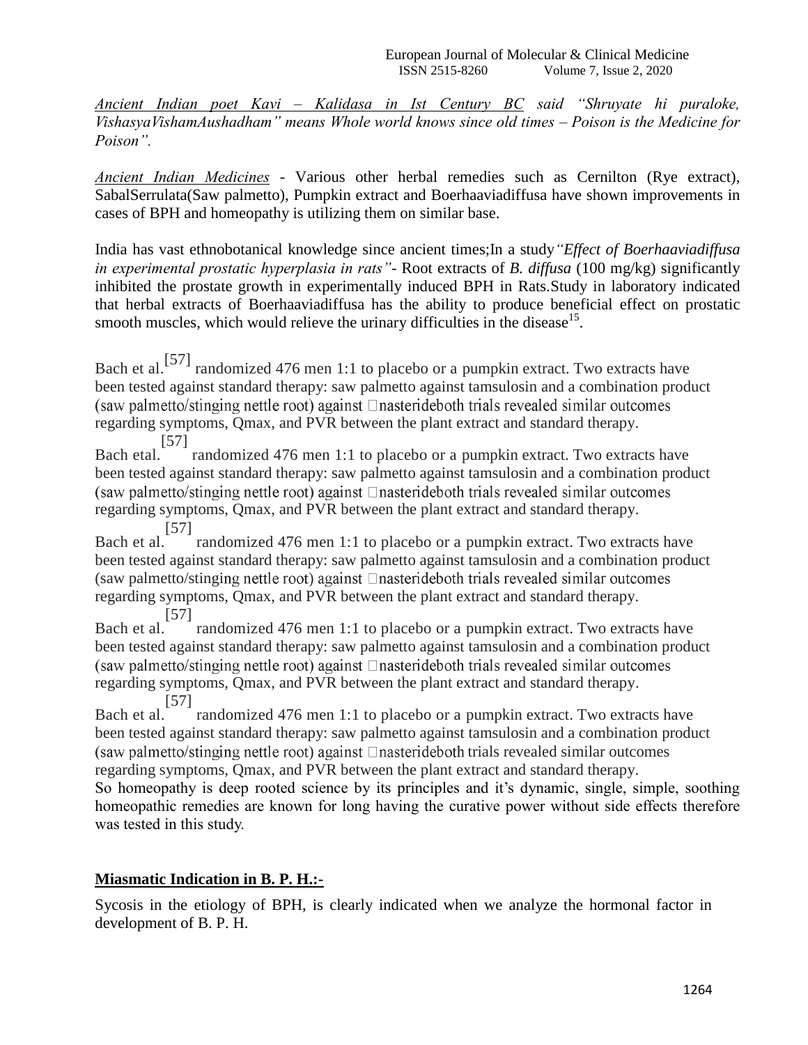*Ancient Indian poet Kavi – Kalidasa in Ist Century BC said "Shruyate hi puraloke, VishasyaVishamAushadham" means Whole world knows since old times – Poison is the Medicine for Poison".*

*Ancient Indian Medicines* - Various other herbal remedies such as Cernilton (Rye extract), SabalSerrulata(Saw palmetto), Pumpkin extract and Boerhaaviadiffusa have shown improvements in cases of BPH and homeopathy is utilizing them on similar base.

India has vast ethnobotanical knowledge since ancient times;In a study *"Effect of Boerhaaviadiffusa in experimental prostatic hyperplasia in rats"*- Root extracts of *B. diffusa* (100 mg/kg) significantly inhibited the prostate growth in experimentally induced BPH in Rats.Study in laboratory indicated that herbal extracts of Boerhaaviadiffusa has the ability to produce beneficial effect on prostatic smooth muscles, which would relieve the urinary difficulties in the disease[15].

Bach et al.[57] randomized 476 men 1:1 to placebo or a pumpkin extract. Two extracts have been tested against standard therapy: saw palmetto against tamsulosin and a combination product (saw palmetto/stinging nettle root) against nasterideboth trials revealed similar outcomes regarding symptoms, Qmax, and PVR between the plant extract and standard therapy.

Bach etal.[57] randomized 476 men 1:1 to placebo or a pumpkin extract. Two extracts have been tested against standard therapy: saw palmetto against tamsulosin and a combination product (saw palmetto/stinging nettle root) against nasterideboth trials revealed similar outcomes regarding symptoms, Qmax, and PVR between the plant extract and standard therapy.

Bach et al.[57] randomized 476 men 1:1 to placebo or a pumpkin extract. Two extracts have been tested against standard therapy: saw palmetto against tamsulosin and a combination product (saw palmetto/stinging nettle root) against nasterideboth trials revealed similar outcomes regarding symptoms, Qmax, and PVR between the plant extract and standard therapy.

Bach et al.[57] randomized 476 men 1:1 to placebo or a pumpkin extract. Two extracts have been tested against standard therapy: saw palmetto against tamsulosin and a combination product (saw palmetto/stinging nettle root) against nasterideboth trials revealed similar outcomes regarding symptoms, Qmax, and PVR between the plant extract and standard therapy.

Bach et al.[57] randomized 476 men 1:1 to placebo or a pumpkin extract. Two extracts have been tested against standard therapy: saw palmetto against tamsulosin and a combination product (saw palmetto/stinging nettle root) against nasterideboth trials revealed similar outcomes regarding symptoms, Qmax, and PVR between the plant extract and standard therapy.

So homeopathy is deep rooted science by its principles and it's dynamic, single, simple, soothing homeopathic remedies are known for long having the curative power without side effects therefore was tested in this study.

## Miasmatic Indication in B. P. H.:-

Sycosis in the etiology of BPH, is clearly indicated when we analyze the hormonal factor in development of B. P. H.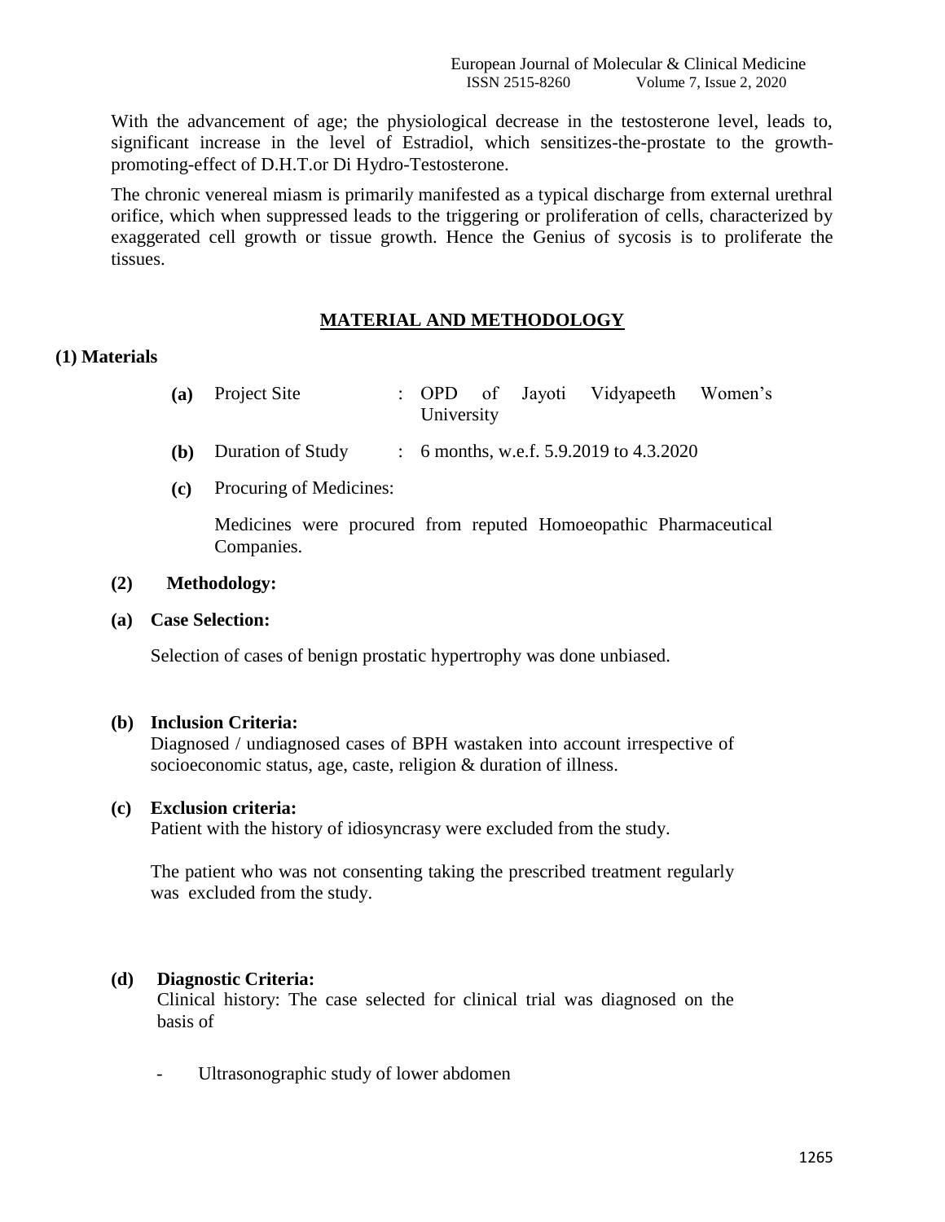With the advancement of age; the physiological decrease in the testosterone level, leads to, significant increase in the level of Estradiol, which sensitizes-the-prostate to the growth-promoting-effect of D.H.T.or Di Hydro-Testosterone.

The chronic venereal miasm is primarily manifested as a typical discharge from external urethral orifice, which when suppressed leads to the triggering or proliferation of cells, characterized by exaggerated cell growth or tissue growth. Hence the Genius of sycosis is to proliferate the tissues.

## MATERIAL AND METHODOLOGY

### (1) Materials

**(a)** Project Site : OPD of Jayoti Vidyapeeth Women's University

**(b)** Duration of Study : 6 months, w.e.f. 5.9.2019 to 4.3.2020

**(c)** Procuring of Medicines:

Medicines were procured from reputed Homoeopathic Pharmaceutical Companies.

### (2) Methodology:

**(a) Case Selection:**

Selection of cases of benign prostatic hypertrophy was done unbiased.

**(b) Inclusion Criteria:**

Diagnosed / undiagnosed cases of BPH wastaken into account irrespective of socioeconomic status, age, caste, religion & duration of illness.

**(c) Exclusion criteria:**

Patient with the history of idiosyncrasy were excluded from the study.

The patient who was not consenting taking the prescribed treatment regularly was excluded from the study.

**(d) Diagnostic Criteria:**

Clinical history: The case selected for clinical trial was diagnosed on the basis of

- Ultrasonographic study of lower abdomen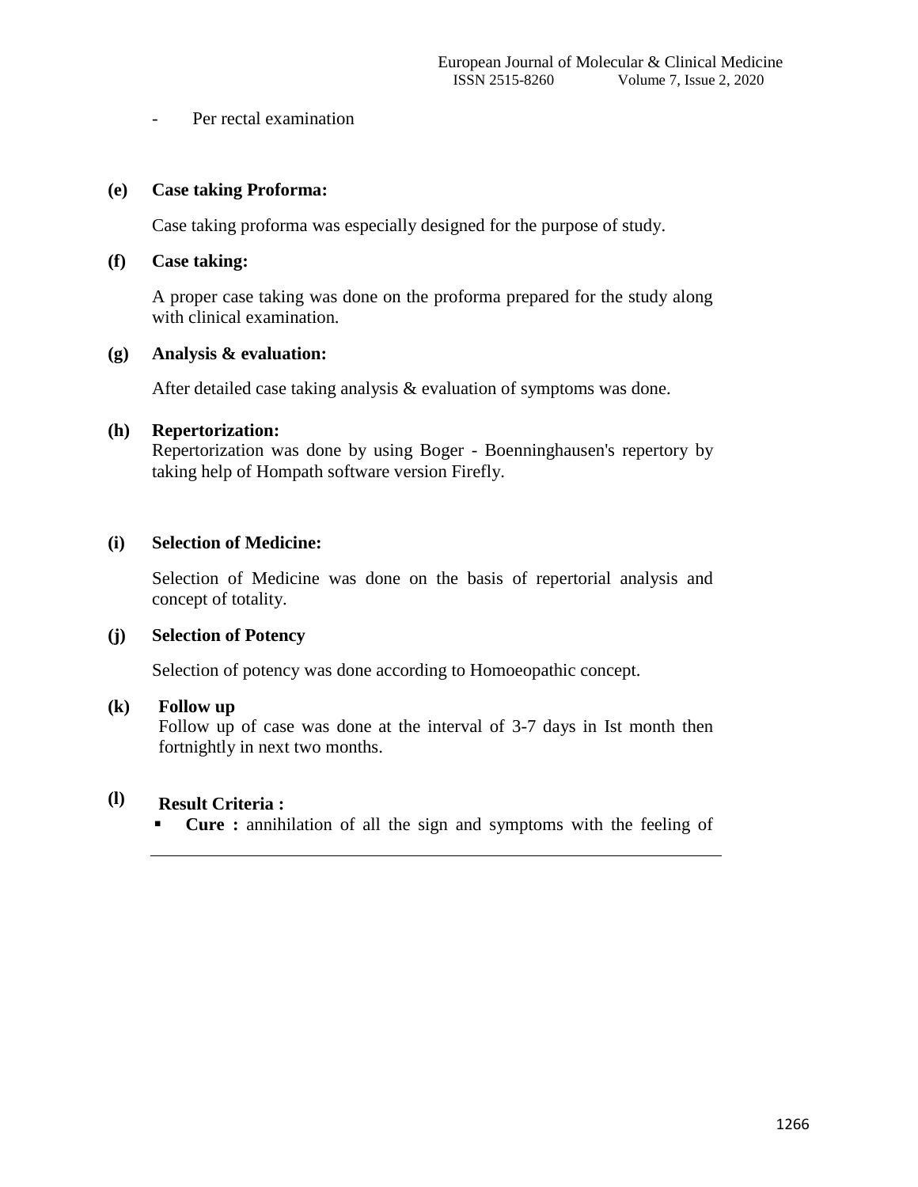- Per rectal examination

**(e) Case taking Proforma:**

Case taking proforma was especially designed for the purpose of study.

**(f) Case taking:**

A proper case taking was done on the proforma prepared for the study along with clinical examination.

**(g) Analysis & evaluation:**

After detailed case taking analysis & evaluation of symptoms was done.

**(h) Repertorization:**

Repertorization was done by using Boger - Boenninghausen's repertory by taking help of Hompath software version Firefly.

**(i) Selection of Medicine:**

Selection of Medicine was done on the basis of repertorial analysis and concept of totality.

**(j) Selection of Potency**

Selection of potency was done according to Homoeopathic concept.

**(k) Follow up**

Follow up of case was done at the interval of 3-7 days in Ist month then fortnightly in next two months.

**(l) Result Criteria :**

- **Cure :** annihilation of all the sign and symptoms with the feeling of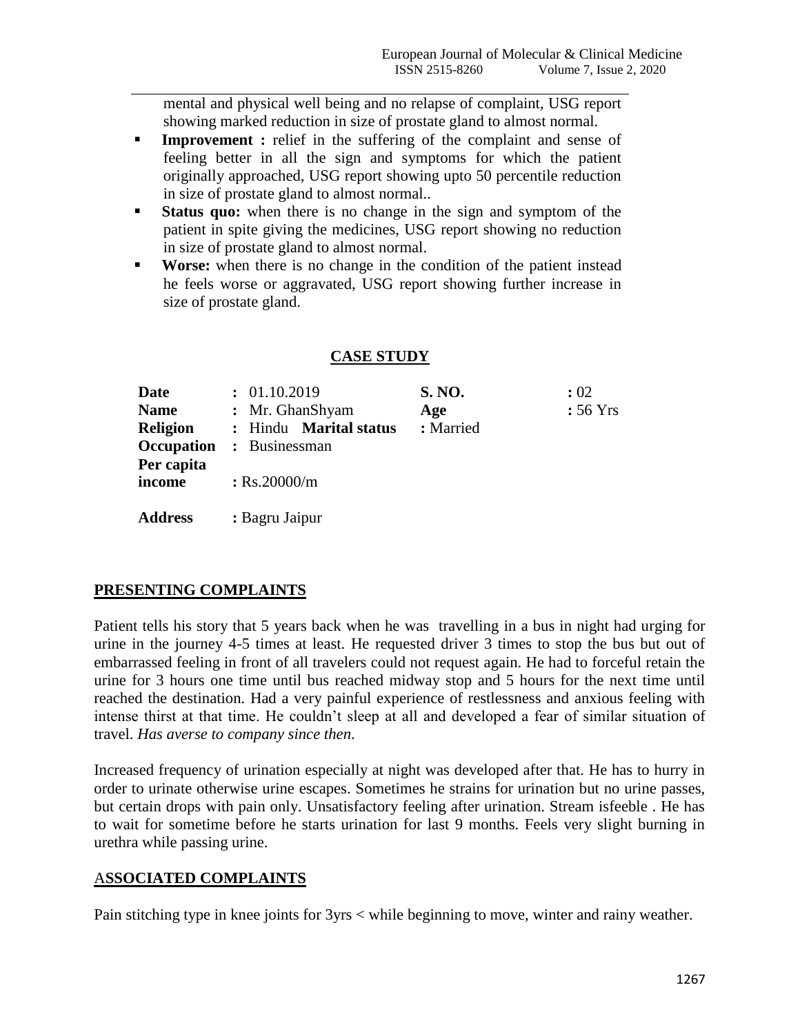mental and physical well being and no relapse of complaint, USG report showing marked reduction in size of prostate gland to almost normal.

- **Improvement :** relief in the suffering of the complaint and sense of feeling better in all the sign and symptoms for which the patient originally approached, USG report showing upto 50 percentile reduction in size of prostate gland to almost normal..
- **Status quo:** when there is no change in the sign and symptom of the patient in spite giving the medicines, USG report showing no reduction in size of prostate gland to almost normal.
- **Worse:** when there is no change in the condition of the patient instead he feels worse or aggravated, USG report showing further increase in size of prostate gland.

## CASE STUDY

| | | | |
|---|---|---|---|
| **Date** | : 01.10.2019 | **S. NO.** | : 02 |
| **Name** | : Mr. GhanShyam | **Age** | : 56 Yrs |
| **Religion** | : Hindu **Marital status** | : Married | |
| **Occupation** | : Businessman | | |
| **Per capita income** | : Rs.20000/m | | |
| **Address** | : Bagru Jaipur | | |

## PRESENTING COMPLAINTS

Patient tells his story that 5 years back when he was travelling in a bus in night had urging for urine in the journey 4-5 times at least. He requested driver 3 times to stop the bus but out of embarrassed feeling in front of all travelers could not request again. He had to forceful retain the urine for 3 hours one time until bus reached midway stop and 5 hours for the next time until reached the destination. Had a very painful experience of restlessness and anxious feeling with intense thirst at that time. He couldn't sleep at all and developed a fear of similar situation of travel. *Has averse to company since then.*

Increased frequency of urination especially at night was developed after that. He has to hurry in order to urinate otherwise urine escapes. Sometimes he strains for urination but no urine passes, but certain drops with pain only. Unsatisfactory feeling after urination. Stream isfeeble . He has to wait for sometime before he starts urination for last 9 months. Feels very slight burning in urethra while passing urine.

## ASSOCIATED COMPLAINTS

Pain stitching type in knee joints for 3yrs < while beginning to move, winter and rainy weather.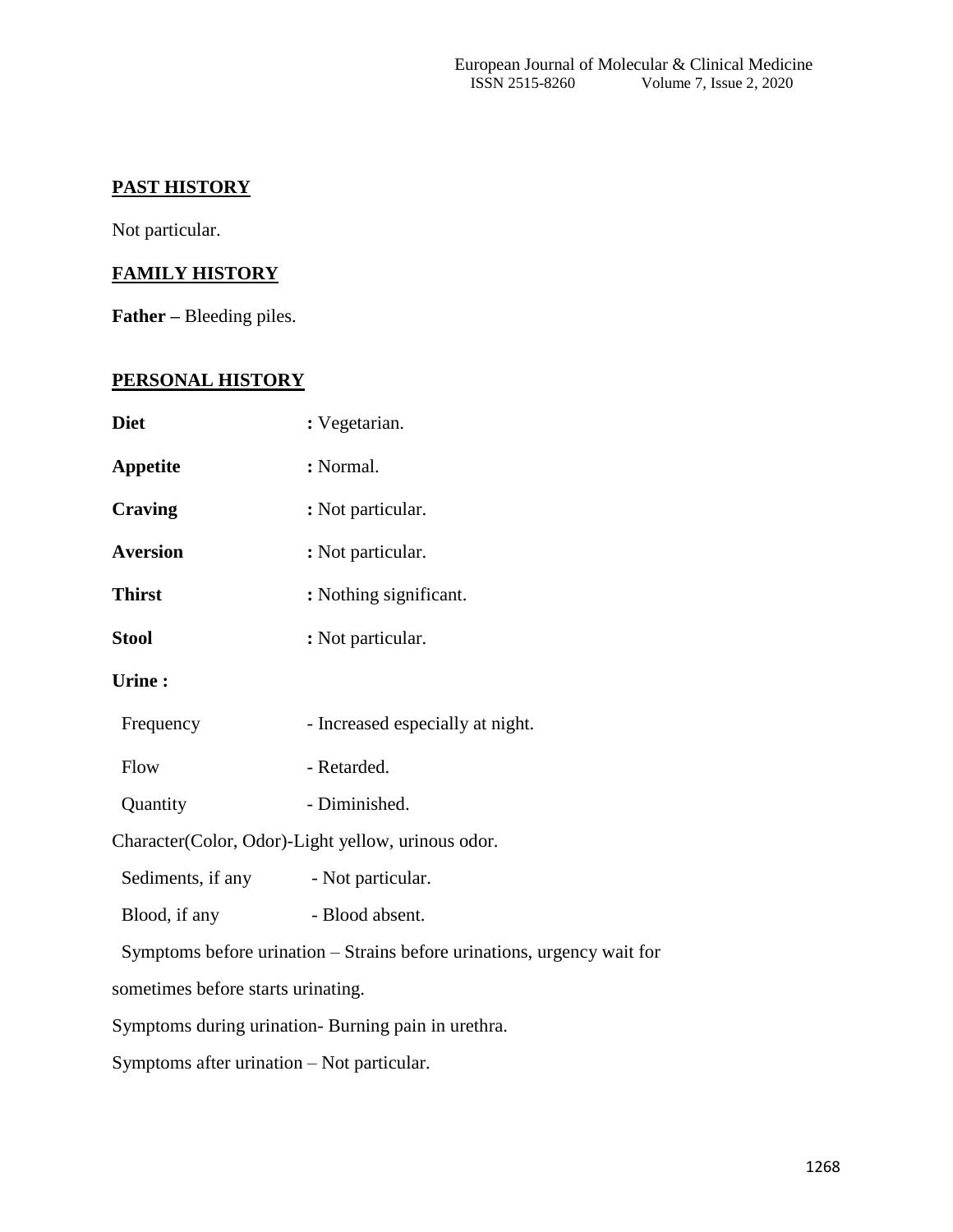## PAST HISTORY

Not particular.

## FAMILY HISTORY

**Father –** Bleeding piles.

## PERSONAL HISTORY

**Diet** : Vegetarian.

**Appetite** : Normal.

**Craving** : Not particular.

**Aversion** : Not particular.

**Thirst** : Nothing significant.

**Stool** : Not particular.

**Urine :**

Frequency - Increased especially at night.

Flow - Retarded.

Quantity - Diminished.

Character(Color, Odor)-Light yellow, urinous odor.

Sediments, if any - Not particular.

Blood, if any - Blood absent.

Symptoms before urination – Strains before urinations, urgency wait for sometimes before starts urinating.

Symptoms during urination- Burning pain in urethra.

Symptoms after urination – Not particular.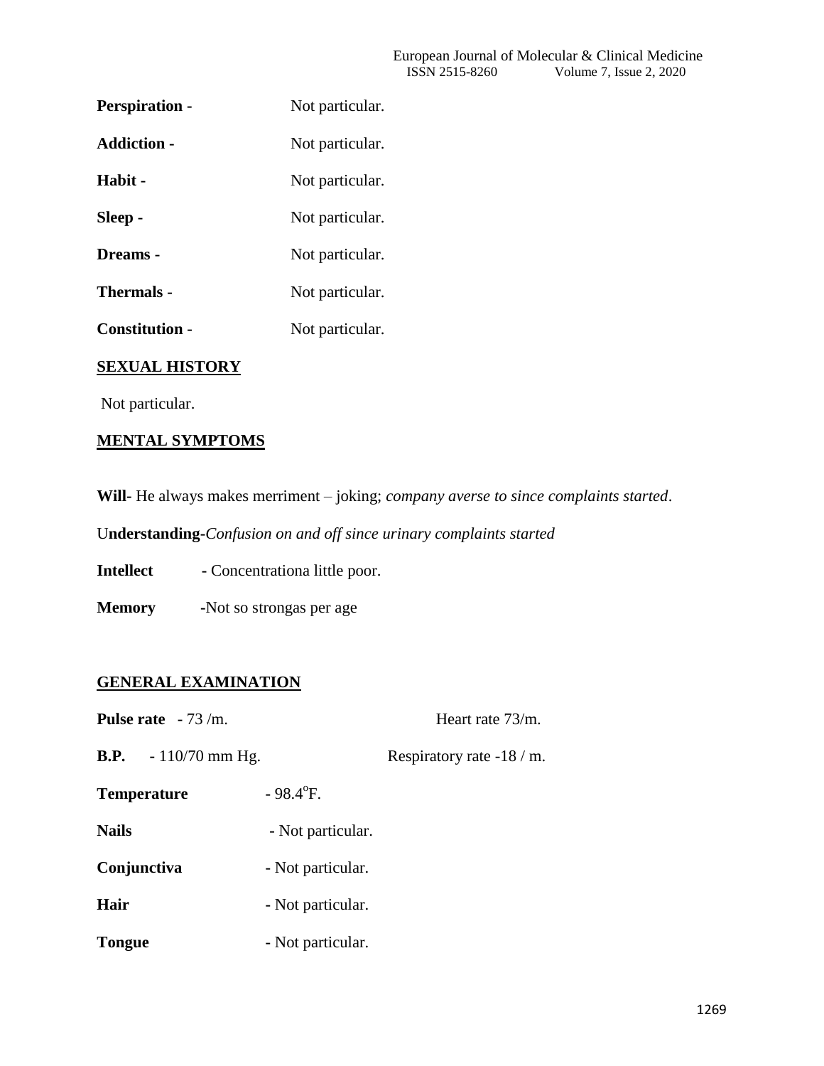**Perspiration -** Not particular.

**Addiction -** Not particular.

**Habit -** Not particular.

**Sleep -** Not particular.

**Dreams -** Not particular.

**Thermals -** Not particular.

**Constitution -** Not particular.

## SEXUAL HISTORY

Not particular.

## MENTAL SYMPTOMS

**Will-** He always makes merriment – joking; *company averse to since complaints started*.

U**nderstanding-***Confusion on and off since urinary complaints started*

**Intellect** - Concentrationa little poor.

**Memory** -Not so strongas per age

## GENERAL EXAMINATION

**Pulse rate** - 73 /m. Heart rate 73/m.

**B.P.** - 110/70 mm Hg. Respiratory rate -18 / m.

**Temperature** - $98.4^{o}$F.

**Nails** - Not particular.

**Conjunctiva** - Not particular.

**Hair** - Not particular.

**Tongue** - Not particular.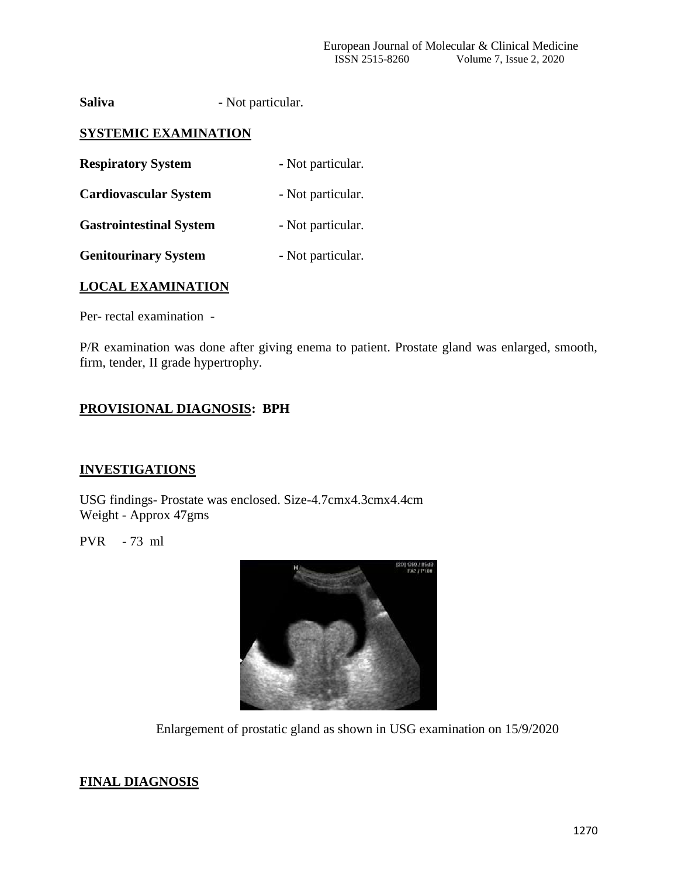**Saliva** - Not particular.

## SYSTEMIC EXAMINATION

**Respiratory System** - Not particular.

**Cardiovascular System** - Not particular.

**Gastrointestinal System** - Not particular.

**Genitourinary System** - Not particular.

## LOCAL EXAMINATION

Per- rectal examination -

P/R examination was done after giving enema to patient. Prostate gland was enlarged, smooth, firm, tender, II grade hypertrophy.

## PROVISIONAL DIAGNOSIS: BPH

## INVESTIGATIONS

USG findings- Prostate was enclosed. Size-4.7cmx4.3cmx4.4cm
Weight - Approx 47gms

PVR - 73 ml

Enlargement of prostatic gland as shown in USG examination on 15/9/2020

## FINAL DIAGNOSIS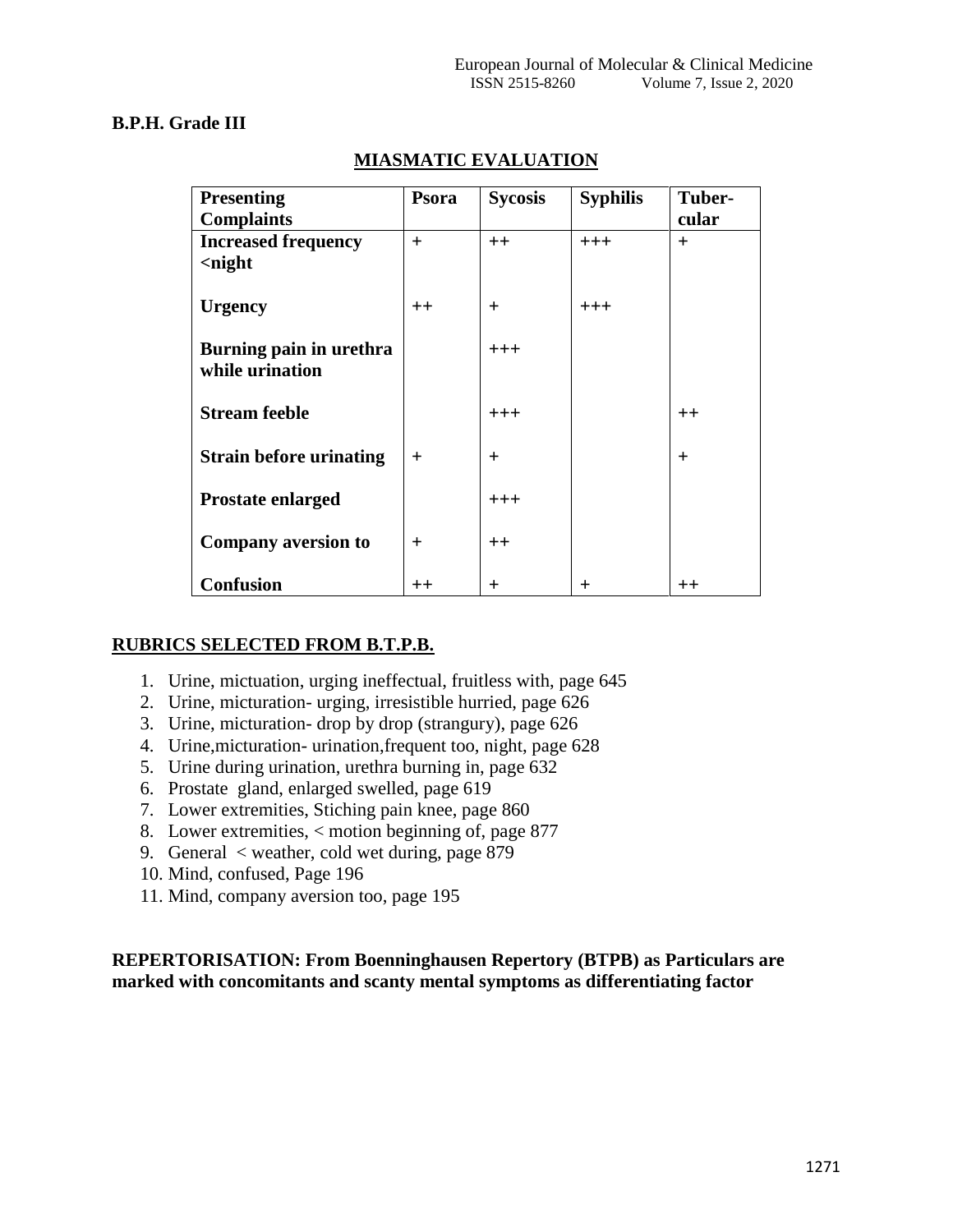**B.P.H. Grade III**

## MIASMATIC EVALUATION

| Presenting Complaints | Psora | Sycosis | Syphilis | Tuber-cular |
|---|---|---|---|---|
| **Increased frequency <night** | + | ++ | +++ | + |
| **Urgency** | ++ | + | +++ | |
| **Burning pain in urethra while urination** | | +++ | | |
| **Stream feeble** | | +++ | | ++ |
| **Strain before urinating** | + | + | | + |
| **Prostate enlarged** | | +++ | | |
| **Company aversion to** | + | ++ | | |
| **Confusion** | ++ | + | + | ++ |

## RUBRICS SELECTED FROM B.T.P.B.

1. Urine, mictuation, urging ineffectual, fruitless with, page 645
2. Urine, micturation- urging, irresistible hurried, page 626
3. Urine, micturation- drop by drop (strangury), page 626
4. Urine,micturation- urination,frequent too, night, page 628
5. Urine during urination, urethra burning in, page 632
6. Prostate gland, enlarged swelled, page 619
7. Lower extremities, Stiching pain knee, page 860
8. Lower extremities, < motion beginning of, page 877
9. General < weather, cold wet during, page 879
10. Mind, confused, Page 196
11. Mind, company aversion too, page 195

**REPERTORISATION: From Boenninghausen Repertory (BTPB) as Particulars are marked with concomitants and scanty mental symptoms as differentiating factor**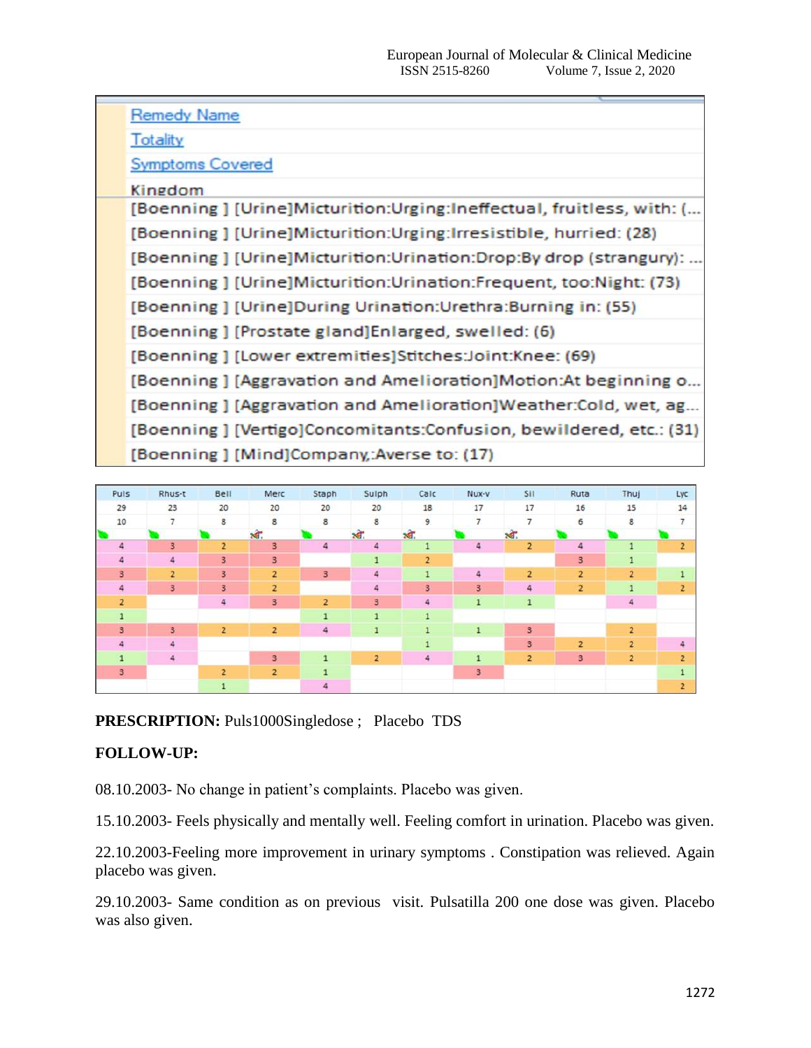| Remedy Name |
|---|
| Totality |
| Symptoms Covered |
| Kingdom |
| [Boenning ] [Urine]Micturition:Urging:Ineffectual, fruitless, with: (... |
| [Boenning ] [Urine]Micturition:Urging:Irresistible, hurried: (28) |
| [Boenning ] [Urine]Micturition:Urination:Drop:By drop (strangury): ... |
| [Boenning ] [Urine]Micturition:Urination:Frequent, too:Night: (73) |
| [Boenning ] [Urine]During Urination:Urethra:Burning in: (55) |
| [Boenning ] [Prostate gland]Enlarged, swelled: (6) |
| [Boenning ] [Lower extremities]Stitches:Joint:Knee: (69) |
| [Boenning ] [Aggravation and Amelioration]Motion:At beginning o... |
| [Boenning ] [Aggravation and Amelioration]Weather:Cold, wet, ag... |
| [Boenning ] [Vertigo]Concomitants:Confusion, bewildered, etc.: (31) |
| [Boenning ] [Mind]Company,:Averse to: (17) |

| Puls | Rhus-t | Bell | Merc | Staph | Sulph | Calc | Nux-v | Sil | Ruta | Thuj | Lyc |
|---|---|---|---|---|---|---|---|---|---|---|---|
| 29 | 23 | 20 | 20 | 20 | 20 | 18 | 17 | 17 | 16 | 15 | 14 |
| 10 | 7 | 8 | 8 | 8 | 8 | 9 | 7 | 7 | 6 | 8 | 7 |
| | | | | | | | | | | | |
| 4 | 3 | 2 | 3 | 4 | 4 | 1 | 4 | 2 | 4 | 1 | 2 |
| 4 | 4 | 3 | 3 | | 1 | 2 | | | 3 | 1 | |
| 3 | 2 | 3 | 2 | 3 | 4 | 1 | 4 | 2 | 2 | 2 | 1 |
| 4 | 3 | 3 | 2 | | 4 | 3 | 3 | 4 | 2 | 1 | 2 |
| 2 | | 4 | 3 | 2 | 3 | 4 | 1 | 1 | | 4 | |
| 1 | | | | 1 | 1 | 1 | | | | | |
| 3 | 3 | 2 | 2 | 4 | 1 | 1 | 1 | 3 | | 2 | |
| 4 | 4 | | | | | 1 | | 3 | 2 | 2 | 4 |
| 1 | 4 | | 3 | 1 | 2 | 4 | 1 | 2 | 3 | 2 | 2 |
| 3 | | 2 | 2 | 1 | | | 3 | | | | 1 |
| | | 1 | | 4 | | | | | | | 2 |

**PRESCRIPTION:** Puls1000Singledose ; Placebo TDS

**FOLLOW-UP:**

08.10.2003- No change in patient's complaints. Placebo was given.

15.10.2003- Feels physically and mentally well. Feeling comfort in urination. Placebo was given.

22.10.2003-Feeling more improvement in urinary symptoms . Constipation was relieved. Again placebo was given.

29.10.2003- Same condition as on previous visit. Pulsatilla 200 one dose was given. Placebo was also given.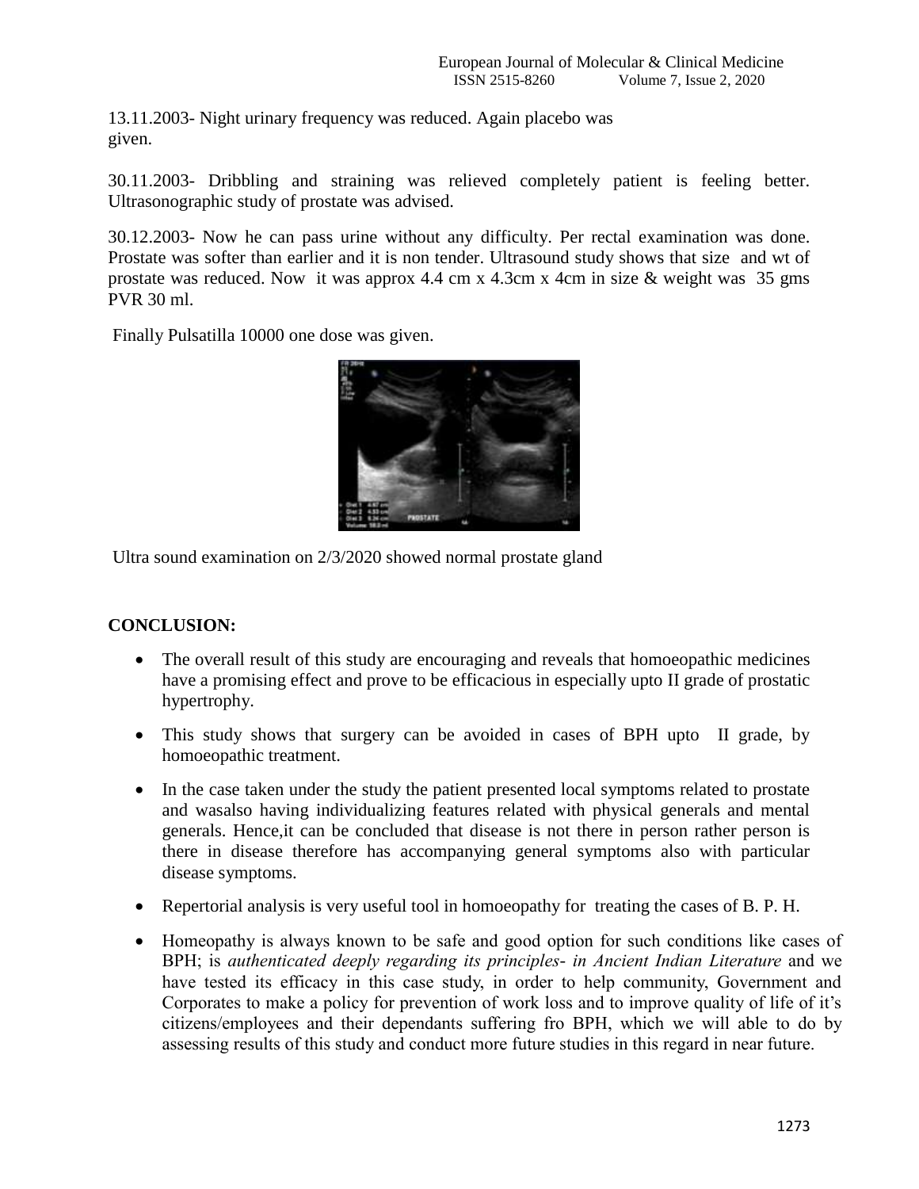13.11.2003- Night urinary frequency was reduced. Again placebo was given.

30.11.2003- Dribbling and straining was relieved completely patient is feeling better. Ultrasonographic study of prostate was advised.

30.12.2003- Now he can pass urine without any difficulty. Per rectal examination was done. Prostate was softer than earlier and it is non tender. Ultrasound study shows that size and wt of prostate was reduced. Now it was approx 4.4 cm x 4.3cm x 4cm in size & weight was 35 gms PVR 30 ml.

Finally Pulsatilla 10000 one dose was given.

Ultra sound examination on 2/3/2020 showed normal prostate gland

**CONCLUSION:**

- The overall result of this study are encouraging and reveals that homoeopathic medicines have a promising effect and prove to be efficacious in especially upto II grade of prostatic hypertrophy.
- This study shows that surgery can be avoided in cases of BPH upto II grade, by homoeopathic treatment.
- In the case taken under the study the patient presented local symptoms related to prostate and wasalso having individualizing features related with physical generals and mental generals. Hence,it can be concluded that disease is not there in person rather person is there in disease therefore has accompanying general symptoms also with particular disease symptoms.
- Repertorial analysis is very useful tool in homoeopathy for treating the cases of B. P. H.
- Homeopathy is always known to be safe and good option for such conditions like cases of BPH; is *authenticated deeply regarding its principles- in Ancient Indian Literature* and we have tested its efficacy in this case study, in order to help community, Government and Corporates to make a policy for prevention of work loss and to improve quality of life of it's citizens/employees and their dependants suffering fro BPH, which we will able to do by assessing results of this study and conduct more future studies in this regard in near future.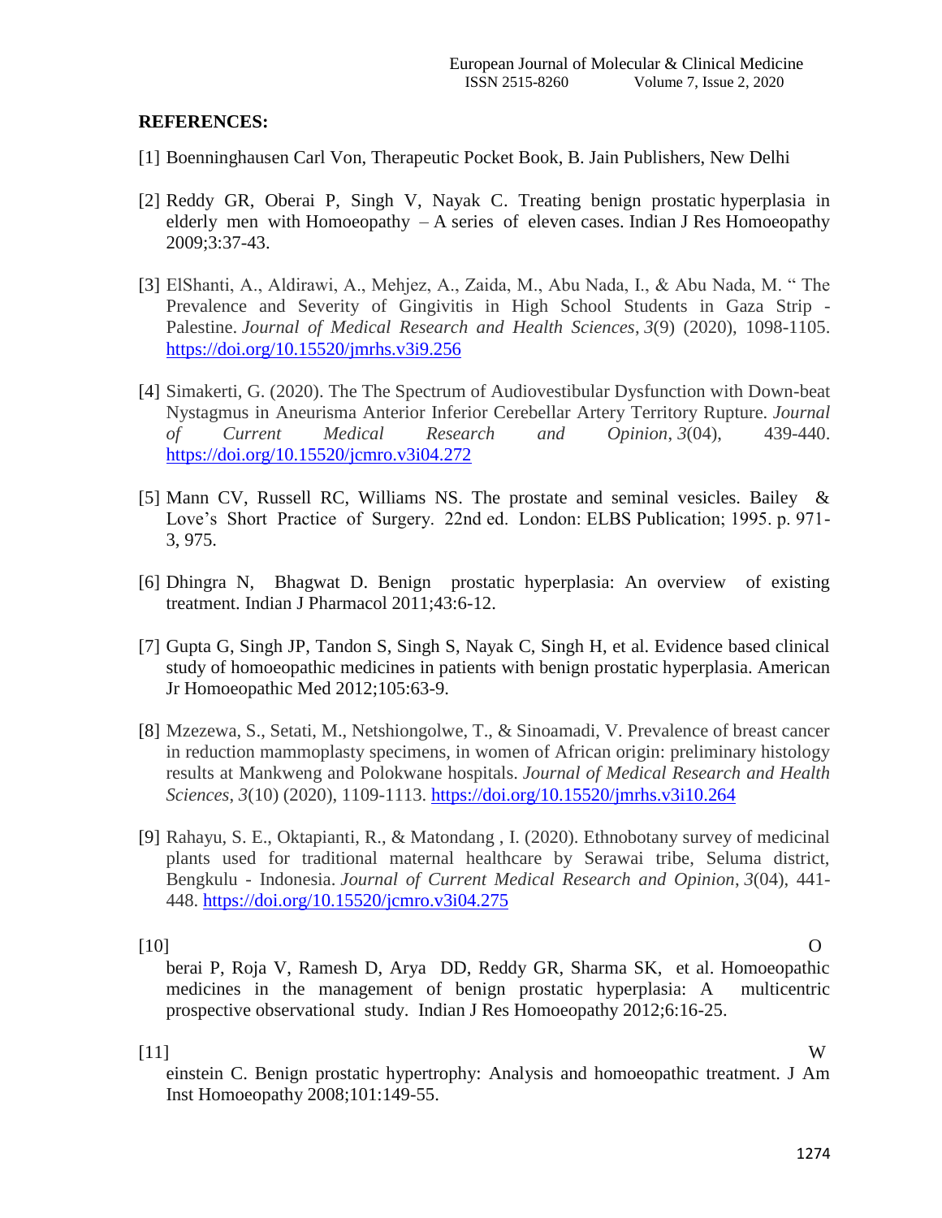**REFERENCES:**

[1] Boenninghausen Carl Von, Therapeutic Pocket Book, B. Jain Publishers, New Delhi

[2] Reddy GR, Oberai P, Singh V, Nayak C. Treating benign prostatic hyperplasia in elderly men with Homoeopathy – A series of eleven cases. Indian J Res Homoeopathy 2009;3:37-43.

[3] ElShanti, A., Aldirawi, A., Mehjez, A., Zaida, M., Abu Nada, I., & Abu Nada, M. " The Prevalence and Severity of Gingivitis in High School Students in Gaza Strip - Palestine. *Journal of Medical Research and Health Sciences*, *3*(9) (2020), 1098-1105. https://doi.org/10.15520/jmrhs.v3i9.256

[4] Simakerti, G. (2020). The The Spectrum of Audiovestibular Dysfunction with Down-beat Nystagmus in Aneurisma Anterior Inferior Cerebellar Artery Territory Rupture. *Journal of Current Medical Research and Opinion*, *3*(04), 439-440. https://doi.org/10.15520/jcmro.v3i04.272

[5] Mann CV, Russell RC, Williams NS. The prostate and seminal vesicles. Bailey & Love's Short Practice of Surgery. 22nd ed. London: ELBS Publication; 1995. p. 971-3, 975.

[6] Dhingra N, Bhagwat D. Benign prostatic hyperplasia: An overview of existing treatment. Indian J Pharmacol 2011;43:6-12.

[7] Gupta G, Singh JP, Tandon S, Singh S, Nayak C, Singh H, et al. Evidence based clinical study of homoeopathic medicines in patients with benign prostatic hyperplasia. American Jr Homoeopathic Med 2012;105:63-9.

[8] Mzezewa, S., Setati, M., Netshiongolwe, T., & Sinoamadi, V. Prevalence of breast cancer in reduction mammoplasty specimens, in women of African origin: preliminary histology results at Mankweng and Polokwane hospitals. *Journal of Medical Research and Health Sciences*, *3*(10) (2020), 1109-1113. https://doi.org/10.15520/jmrhs.v3i10.264

[9] Rahayu, S. E., Oktapianti, R., & Matondang , I. (2020). Ethnobotany survey of medicinal plants used for traditional maternal healthcare by Serawai tribe, Seluma district, Bengkulu - Indonesia. *Journal of Current Medical Research and Opinion*, *3*(04), 441-448. https://doi.org/10.15520/jcmro.v3i04.275

[10] Oberai P, Roja V, Ramesh D, Arya DD, Reddy GR, Sharma SK, et al. Homoeopathic medicines in the management of benign prostatic hyperplasia: A multicentric prospective observational study. Indian J Res Homoeopathy 2012;6:16-25.

[11] Weinstein C. Benign prostatic hypertrophy: Analysis and homoeopathic treatment. J Am Inst Homoeopathy 2008;101:149-55.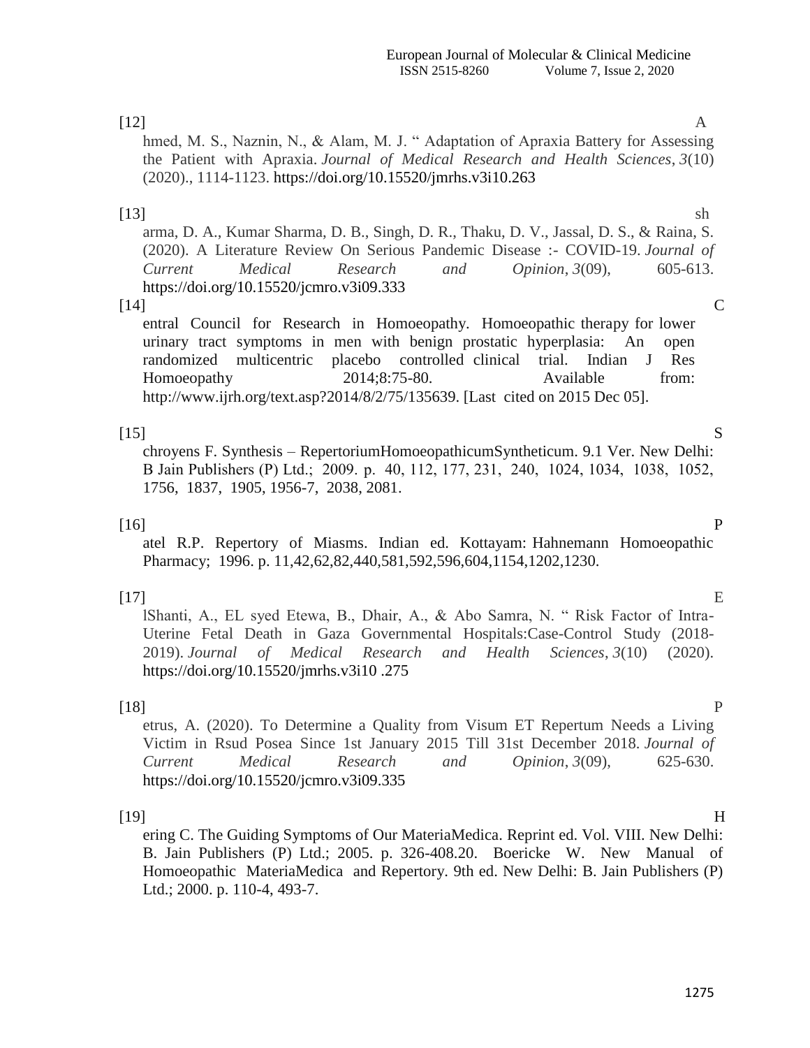[12] Ahmed, M. S., Naznin, N., & Alam, M. J. " Adaptation of Apraxia Battery for Assessing the Patient with Apraxia. *Journal of Medical Research and Health Sciences*, *3*(10) (2020)., 1114-1123. https://doi.org/10.15520/jmrhs.v3i10.263

[13] sharma, D. A., Kumar Sharma, D. B., Singh, D. R., Thaku, D. V., Jassal, D. S., & Raina, S. (2020). A Literature Review On Serious Pandemic Disease :- COVID-19. *Journal of Current Medical Research and Opinion*, *3*(09), 605-613. https://doi.org/10.15520/jcmro.v3i09.333

[14] Central Council for Research in Homoeopathy. Homoeopathic therapy for lower urinary tract symptoms in men with benign prostatic hyperplasia: An open randomized multicentric placebo controlled clinical trial. Indian J Res Homoeopathy 2014;8:75-80. Available from: http://www.ijrh.org/text.asp?2014/8/2/75/135639. [Last cited on 2015 Dec 05].

[15] Schroyens F. Synthesis – RepertoriumHomoeopathicumSyntheticum. 9.1 Ver. New Delhi: B Jain Publishers (P) Ltd.; 2009. p. 40, 112, 177, 231, 240, 1024, 1034, 1038, 1052, 1756, 1837, 1905, 1956-7, 2038, 2081.

[16] Patel R.P. Repertory of Miasms. Indian ed. Kottayam: Hahnemann Homoeopathic Pharmacy; 1996. p. 11,42,62,82,440,581,592,596,604,1154,1202,1230.

[17] ElShanti, A., EL syed Etewa, B., Dhair, A., & Abo Samra, N. " Risk Factor of Intra-Uterine Fetal Death in Gaza Governmental Hospitals:Case-Control Study (2018-2019). *Journal of Medical Research and Health Sciences*, *3*(10) (2020). https://doi.org/10.15520/jmrhs.v3i10 .275

[18] Petrus, A. (2020). To Determine a Quality from Visum ET Repertum Needs a Living Victim in Rsud Posea Since 1st January 2015 Till 31st December 2018. *Journal of Current Medical Research and Opinion*, *3*(09), 625-630. https://doi.org/10.15520/jcmro.v3i09.335

[19] Hering C. The Guiding Symptoms of Our MateriaMedica. Reprint ed. Vol. VIII. New Delhi: B. Jain Publishers (P) Ltd.; 2005. p. 326-408.20. Boericke W. New Manual of Homoeopathic MateriaMedica and Repertory. 9th ed. New Delhi: B. Jain Publishers (P) Ltd.; 2000. p. 110-4, 493-7.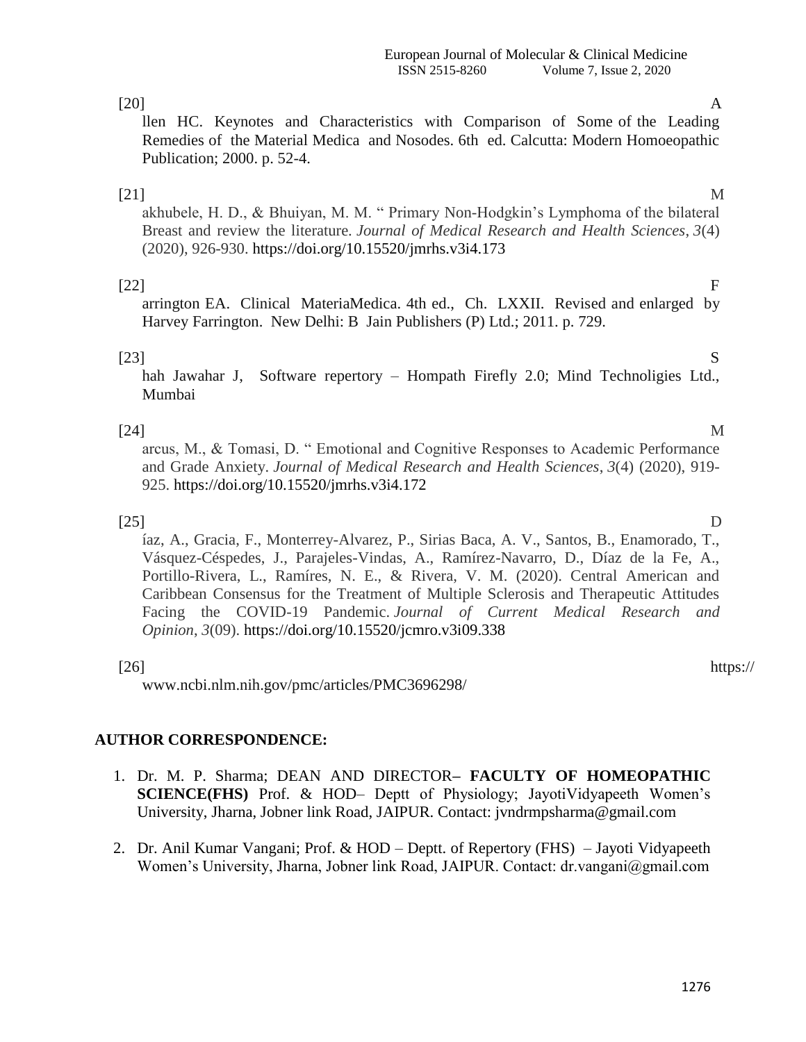[20] Allen HC. Keynotes and Characteristics with Comparison of Some of the Leading Remedies of the Material Medica and Nosodes. 6th ed. Calcutta: Modern Homoeopathic Publication; 2000. p. 52-4.

[21] Makhubele, H. D., & Bhuiyan, M. M. " Primary Non-Hodgkin's Lymphoma of the bilateral Breast and review the literature. *Journal of Medical Research and Health Sciences*, *3*(4) (2020), 926-930. https://doi.org/10.15520/jmrhs.v3i4.173

[22] Farrington EA. Clinical MateriaMedica. 4th ed., Ch. LXXII. Revised and enlarged by Harvey Farrington. New Delhi: B Jain Publishers (P) Ltd.; 2011. p. 729.

[23] Shah Jawahar J, Software repertory – Hompath Firefly 2.0; Mind Technoligies Ltd., Mumbai

[24] Marcus, M., & Tomasi, D. " Emotional and Cognitive Responses to Academic Performance and Grade Anxiety. *Journal of Medical Research and Health Sciences*, *3*(4) (2020), 919-925. https://doi.org/10.15520/jmrhs.v3i4.172

[25] Díaz, A., Gracia, F., Monterrey-Alvarez, P., Sirias Baca, A. V., Santos, B., Enamorado, T., Vásquez-Céspedes, J., Parajeles-Vindas, A., Ramírez-Navarro, D., Díaz de la Fe, A., Portillo-Rivera, L., Ramíres, N. E., & Rivera, V. M. (2020). Central American and Caribbean Consensus for the Treatment of Multiple Sclerosis and Therapeutic Attitudes Facing the COVID-19 Pandemic. *Journal of Current Medical Research and Opinion*, *3*(09). https://doi.org/10.15520/jcmro.v3i09.338

[26] https://www.ncbi.nlm.nih.gov/pmc/articles/PMC3696298/

## AUTHOR CORRESPONDENCE:

1. Dr. M. P. Sharma; DEAN AND DIRECTOR– **FACULTY OF HOMEOPATHIC SCIENCE(FHS)** Prof. & HOD– Deptt of Physiology; JayotiVidyapeeth Women's University, Jharna, Jobner link Road, JAIPUR. Contact: jvndrmpsharma@gmail.com

2. Dr. Anil Kumar Vangani; Prof. & HOD – Deptt. of Repertory (FHS) – Jayoti Vidyapeeth Women's University, Jharna, Jobner link Road, JAIPUR. Contact: dr.vangani@gmail.com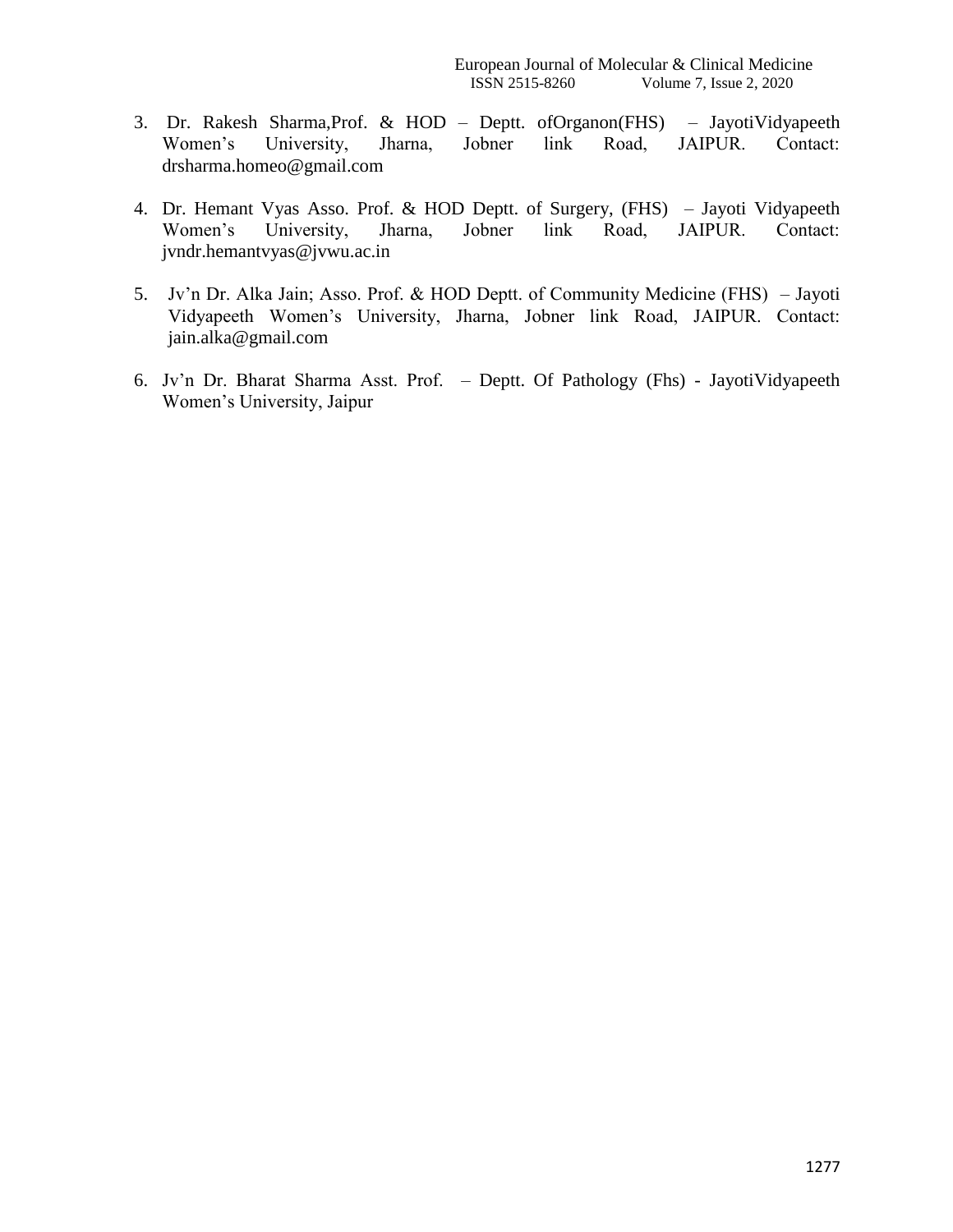3. Dr. Rakesh Sharma,Prof. & HOD – Deptt. ofOrganon(FHS) – JayotiVidyapeeth Women's University, Jharna, Jobner link Road, JAIPUR. Contact: drsharma.homeo@gmail.com

4. Dr. Hemant Vyas Asso. Prof. & HOD Deptt. of Surgery, (FHS) – Jayoti Vidyapeeth Women's University, Jharna, Jobner link Road, JAIPUR. Contact: jvndr.hemantvyas@jvwu.ac.in

5. Jv'n Dr. Alka Jain; Asso. Prof. & HOD Deptt. of Community Medicine (FHS) – Jayoti Vidyapeeth Women's University, Jharna, Jobner link Road, JAIPUR. Contact: jain.alka@gmail.com

6. Jv'n Dr. Bharat Sharma Asst. Prof. – Deptt. Of Pathology (Fhs) - JayotiVidyapeeth Women's University, Jaipur